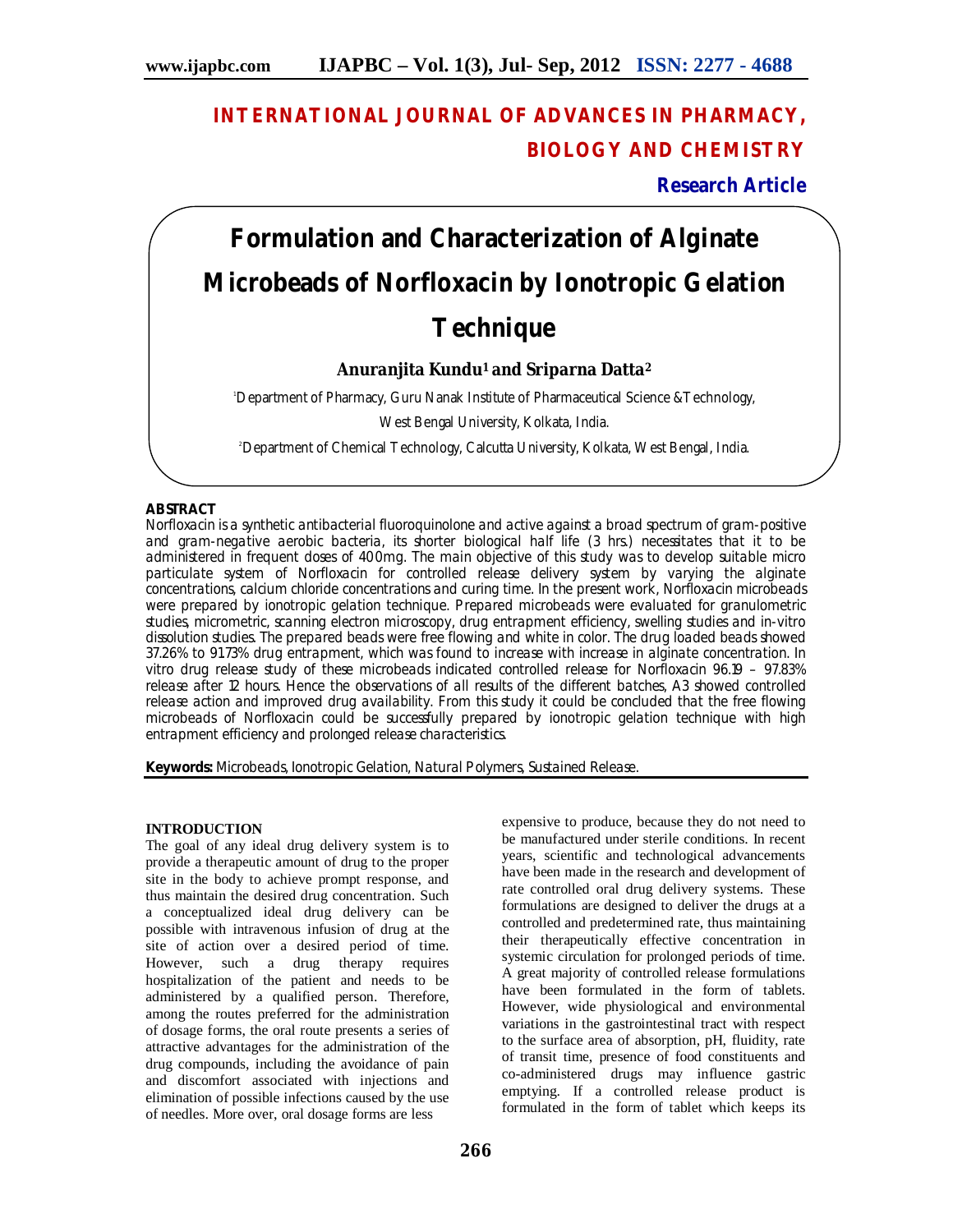# INTERNATIONAL JOURNAL OF ADVANCES IN PHARMACY, BIOLOGY AND CHEMISTRY

**Research Article**

# Formulation and Characterization of Alginate Microbeads of Norfloxacin by Ionotropic Gelation Technique

**Anuranjita Kundu[1] and Sriparna Datta[2]**

[1]Department of Pharmacy, Guru Nanak Institute of Pharmaceutical Science &Technology, West Bengal University, Kolkata, India.

[2]Department of Chemical Technology, Calcutta University, Kolkata, West Bengal, India.

## ABSTRACT

Norfloxacin is a synthetic antibacterial fluoroquinolone and active against a broad spectrum of gram-positive and gram-negative aerobic bacteria, its shorter biological half life (3 hrs.) necessitates that it to be administered in frequent doses of 400mg. The main objective of this study was to develop suitable micro particulate system of Norfloxacin for controlled release delivery system by varying the alginate concentrations, calcium chloride concentrations and curing time. In the present work, Norfloxacin microbeads were prepared by ionotropic gelation technique. Prepared microbeads were evaluated for granulometric studies, micrometric, scanning electron microscopy, drug entrapment efficiency, swelling studies and in-vitro dissolution studies. The prepared beads were free flowing and white in color. The drug loaded beads showed 37.26% to 91.73% drug entrapment, which was found to increase with increase in alginate concentration. In vitro drug release study of these microbeads indicated controlled release for Norfloxacin 96.19 – 97.83% release after 12 hours. Hence the observations of all results of the different batches, A3 showed controlled release action and improved drug availability. From this study it could be concluded that the free flowing microbeads of Norfloxacin could be successfully prepared by ionotropic gelation technique with high entrapment efficiency and prolonged release characteristics.

**Keywords:** Microbeads, Ionotropic Gelation, Natural Polymers, Sustained Release.

## INTRODUCTION

The goal of any ideal drug delivery system is to provide a therapeutic amount of drug to the proper site in the body to achieve prompt response, and thus maintain the desired drug concentration. Such a conceptualized ideal drug delivery can be possible with intravenous infusion of drug at the site of action over a desired period of time. However, such a drug therapy requires hospitalization of the patient and needs to be administered by a qualified person. Therefore, among the routes preferred for the administration of dosage forms, the oral route presents a series of attractive advantages for the administration of the drug compounds, including the avoidance of pain and discomfort associated with injections and elimination of possible infections caused by the use of needles. More over, oral dosage forms are less expensive to produce, because they do not need to be manufactured under sterile conditions. In recent years, scientific and technological advancements have been made in the research and development of rate controlled oral drug delivery systems. These formulations are designed to deliver the drugs at a controlled and predetermined rate, thus maintaining their therapeutically effective concentration in systemic circulation for prolonged periods of time. A great majority of controlled release formulations have been formulated in the form of tablets. However, wide physiological and environmental variations in the gastrointestinal tract with respect to the surface area of absorption, pH, fluidity, rate of transit time, presence of food constituents and co-administered drugs may influence gastric emptying. If a controlled release product is formulated in the form of tablet which keeps its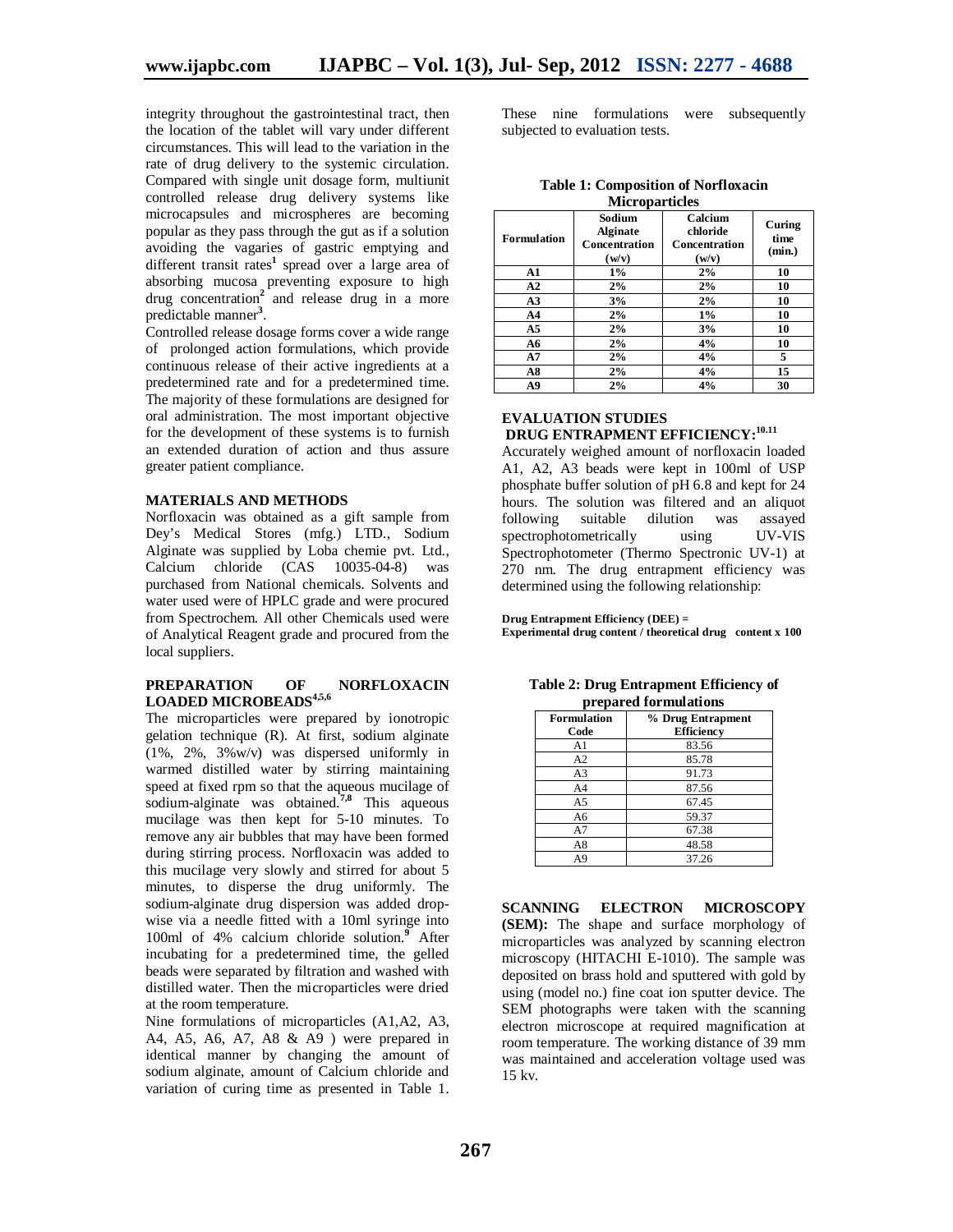integrity throughout the gastrointestinal tract, then the location of the tablet will vary under different circumstances. This will lead to the variation in the rate of drug delivery to the systemic circulation. Compared with single unit dosage form, multiunit controlled release drug delivery systems like microcapsules and microspheres are becoming popular as they pass through the gut as if a solution avoiding the vagaries of gastric emptying and different transit rates[1] spread over a large area of absorbing mucosa preventing exposure to high drug concentration[2] and release drug in a more predictable manner[3].

Controlled release dosage forms cover a wide range of prolonged action formulations, which provide continuous release of their active ingredients at a predetermined rate and for a predetermined time. The majority of these formulations are designed for oral administration. The most important objective for the development of these systems is to furnish an extended duration of action and thus assure greater patient compliance.

## MATERIALS AND METHODS

Norfloxacin was obtained as a gift sample from Dey's Medical Stores (mfg.) LTD., Sodium Alginate was supplied by Loba chemie pvt. Ltd., Calcium chloride (CAS 10035-04-8) was purchased from National chemicals. Solvents and water used were of HPLC grade and were procured from Spectrochem. All other Chemicals used were of Analytical Reagent grade and procured from the local suppliers.

## PREPARATION OF NORFLOXACIN LOADED MICROBEADS[4,5,6]

The microparticles were prepared by ionotropic gelation technique (R). At first, sodium alginate (1%, 2%, 3%w/v) was dispersed uniformly in warmed distilled water by stirring maintaining speed at fixed rpm so that the aqueous mucilage of sodium-alginate was obtained.[7,8] This aqueous mucilage was then kept for 5-10 minutes. To remove any air bubbles that may have been formed during stirring process. Norfloxacin was added to this mucilage very slowly and stirred for about 5 minutes, to disperse the drug uniformly. The sodium-alginate drug dispersion was added drop-wise via a needle fitted with a 10ml syringe into 100ml of 4% calcium chloride solution.[9] After incubating for a predetermined time, the gelled beads were separated by filtration and washed with distilled water. Then the microparticles were dried at the room temperature.

Nine formulations of microparticles (A1,A2, A3, A4, A5, A6, A7, A8 & A9 ) were prepared in identical manner by changing the amount of sodium alginate, amount of Calcium chloride and variation of curing time as presented in Table 1. These nine formulations were subsequently subjected to evaluation tests.

**Table 1: Composition of Norfloxacin Microparticles**

| Formulation | Sodium Alginate Concentration (w/v) | Calcium chloride Concentration (w/v) | Curing time (min.) |
|---|---|---|---|
| A1 | 1% | 2% | 10 |
| A2 | 2% | 2% | 10 |
| A3 | 3% | 2% | 10 |
| A4 | 2% | 1% | 10 |
| A5 | 2% | 3% | 10 |
| A6 | 2% | 4% | 10 |
| A7 | 2% | 4% | 5 |
| A8 | 2% | 4% | 15 |
| A9 | 2% | 4% | 30 |

## EVALUATION STUDIES

### DRUG ENTRAPMENT EFFICIENCY:[10,11]

Accurately weighed amount of norfloxacin loaded A1, A2, A3 beads were kept in 100ml of USP phosphate buffer solution of pH 6.8 and kept for 24 hours. The solution was filtered and an aliquot following suitable dilution was assayed spectrophotometrically using UV-VIS Spectrophotometer (Thermo Spectronic UV-1) at 270 nm. The drug entrapment efficiency was determined using the following relationship:

**Drug Entrapment Efficiency (DEE) =**
**Experimental drug content / theoretical drug content x 100**

**Table 2: Drug Entrapment Efficiency of prepared formulations**

| Formulation Code | % Drug Entrapment Efficiency |
|---|---|
| A1 | 83.56 |
| A2 | 85.78 |
| A3 | 91.73 |
| A4 | 87.56 |
| A5 | 67.45 |
| A6 | 59.37 |
| A7 | 67.38 |
| A8 | 48.58 |
| A9 | 37.26 |

**SCANNING ELECTRON MICROSCOPY (SEM):** The shape and surface morphology of microparticles was analyzed by scanning electron microscopy (HITACHI E-1010). The sample was deposited on brass hold and sputtered with gold by using (model no.) fine coat ion sputter device. The SEM photographs were taken with the scanning electron microscope at required magnification at room temperature. The working distance of 39 mm was maintained and acceleration voltage used was 15 kv.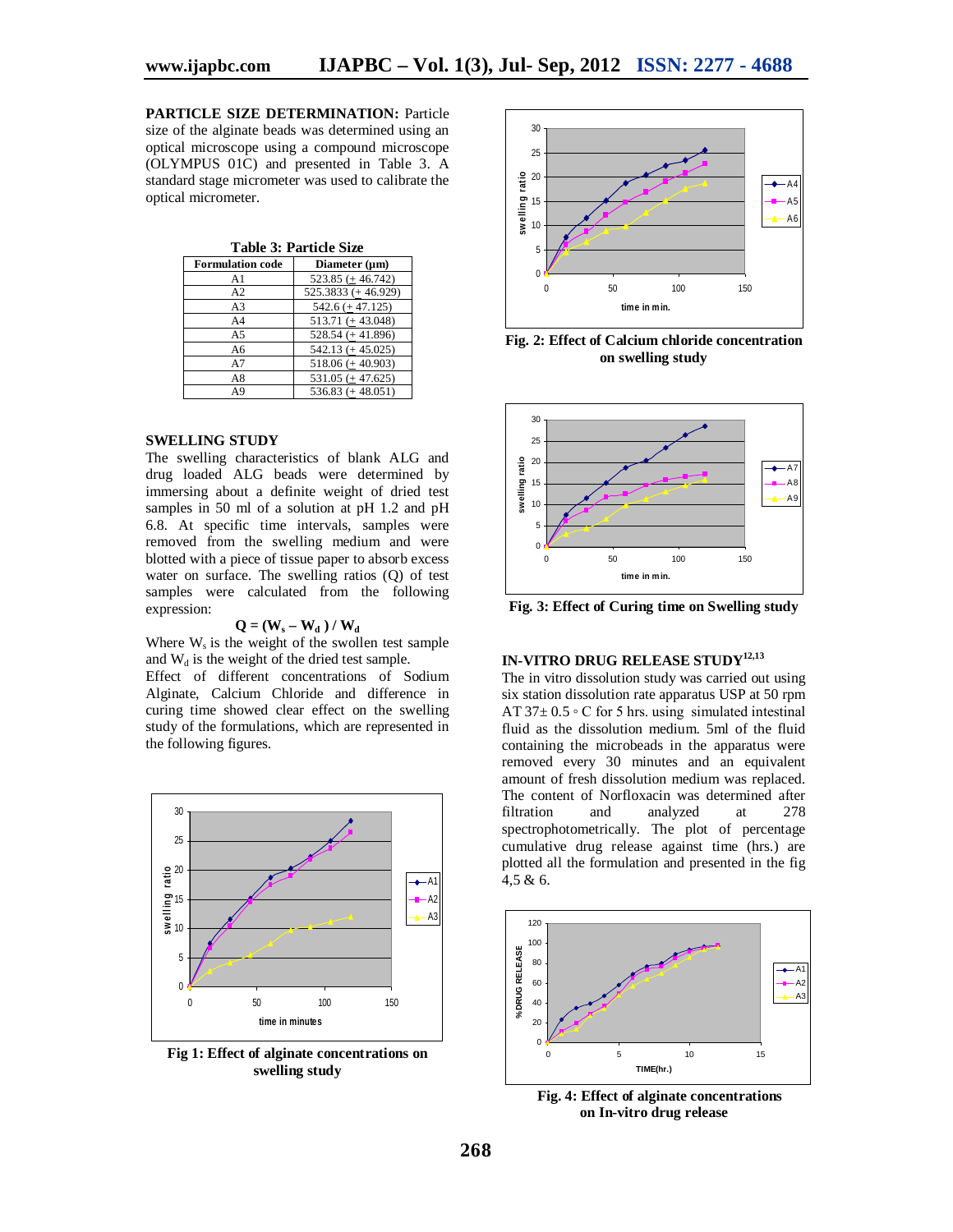**PARTICLE SIZE DETERMINATION:** Particle size of the alginate beads was determined using an optical microscope using a compound microscope (OLYMPUS 01C) and presented in Table 3. A standard stage micrometer was used to calibrate the optical micrometer.

**Table 3: Particle Size**

| Formulation code | Diameter (µm) |
|---|---|
| A1 | 523.85 (± 46.742) |
| A2 | 525.3833 (+ 46.929) |
| A3 | 542.6 (± 47.125) |
| A4 | 513.71 (± 43.048) |
| A5 | 528.54 (± 41.896) |
| A6 | 542.13 (± 45.025) |
| A7 | 518.06 (± 40.903) |
| A8 | 531.05 (± 47.625) |
| A9 | 536.83 (± 48.051) |

## SWELLING STUDY

The swelling characteristics of blank ALG and drug loaded ALG beads were determined by immersing about a definite weight of dried test samples in 50 ml of a solution at pH 1.2 and pH 6.8. At specific time intervals, samples were removed from the swelling medium and were blotted with a piece of tissue paper to absorb excess water on surface. The swelling ratios (Q) of test samples were calculated from the following expression:

$$Q = (W_s - W_d) / W_d$$

Where $W_s$ is the weight of the swollen test sample and $W_d$ is the weight of the dried test sample.

Effect of different concentrations of Sodium Alginate, Calcium Chloride and difference in curing time showed clear effect on the swelling study of the formulations, which are represented in the following figures.

**Fig 1: Effect of alginate concentrations on swelling study**

**Fig. 2: Effect of Calcium chloride concentration on swelling study**

**Fig. 3: Effect of Curing time on Swelling study**

## IN-VITRO DRUG RELEASE STUDY[12,13]

The in vitro dissolution study was carried out using six station dissolution rate apparatus USP at 50 rpm AT 37± 0.5 ◦ C for 5 hrs. using simulated intestinal fluid as the dissolution medium. 5ml of the fluid containing the microbeads in the apparatus were removed every 30 minutes and an equivalent amount of fresh dissolution medium was replaced. The content of Norfloxacin was determined after filtration and analyzed at 278 spectrophotometrically. The plot of percentage cumulative drug release against time (hrs.) are plotted all the formulation and presented in the fig 4,5 & 6.

**Fig. 4: Effect of alginate concentrations on In-vitro drug release**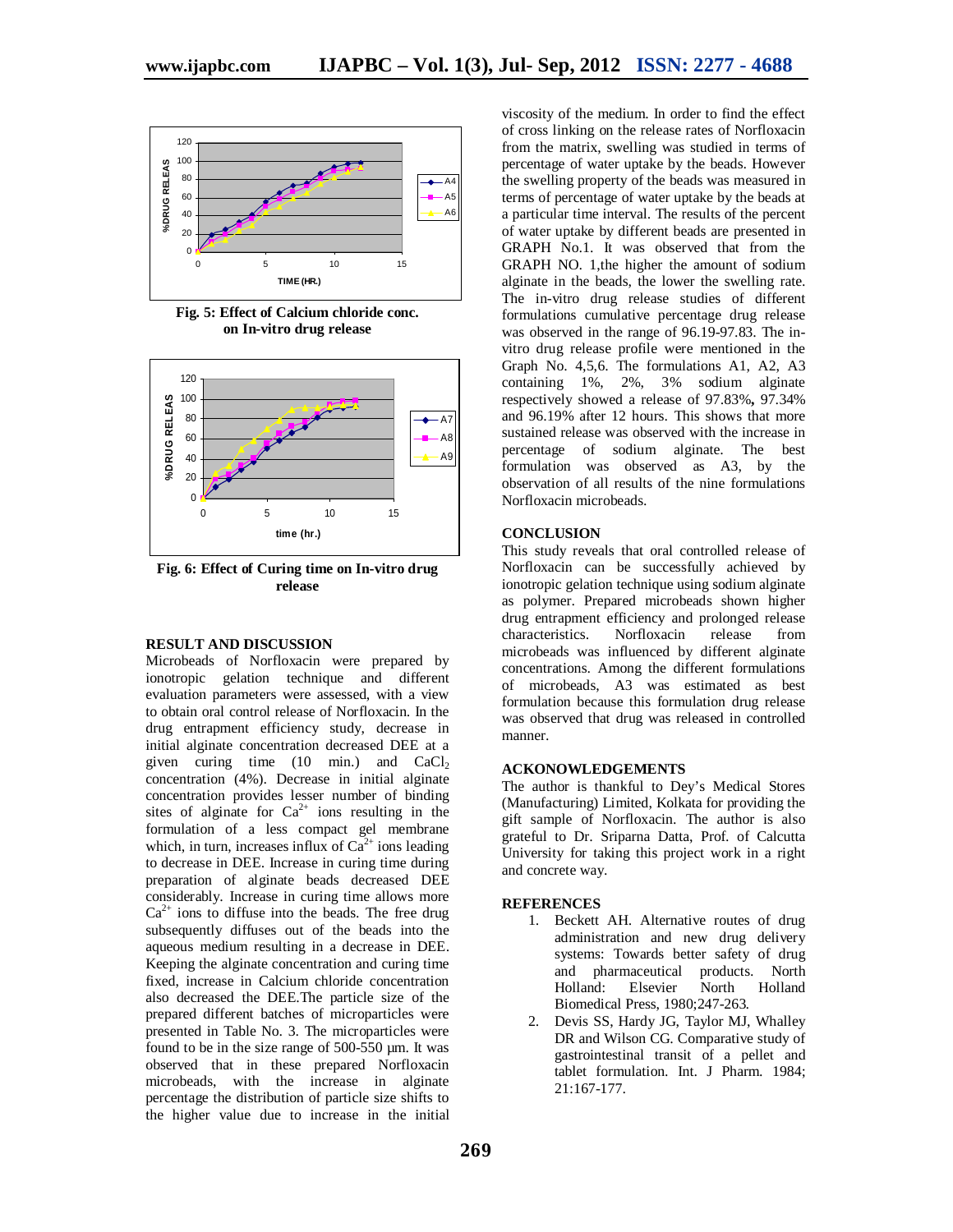Fig. 5: Effect of Calcium chloride conc. on In-vitro drug release

Fig. 6: Effect of Curing time on In-vitro drug release

## RESULT AND DISCUSSION

Microbeads of Norfloxacin were prepared by ionotropic gelation technique and different evaluation parameters were assessed, with a view to obtain oral control release of Norfloxacin. In the drug entrapment efficiency study, decrease in initial alginate concentration decreased DEE at a given curing time (10 min.) and $CaCl_2$ concentration (4%). Decrease in initial alginate concentration provides lesser number of binding sites of alginate for $Ca^{2+}$ ions resulting in the formulation of a less compact gel membrane which, in turn, increases influx of $Ca^{2+}$ ions leading to decrease in DEE. Increase in curing time during preparation of alginate beads decreased DEE considerably. Increase in curing time allows more $Ca^{2+}$ ions to diffuse into the beads. The free drug subsequently diffuses out of the beads into the aqueous medium resulting in a decrease in DEE. Keeping the alginate concentration and curing time fixed, increase in Calcium chloride concentration also decreased the DEE.The particle size of the prepared different batches of microparticles were presented in Table No. 3. The microparticles were found to be in the size range of 500-550 µm. It was observed that in these prepared Norfloxacin microbeads, with the increase in alginate percentage the distribution of particle size shifts to the higher value due to increase in the initial viscosity of the medium. In order to find the effect of cross linking on the release rates of Norfloxacin from the matrix, swelling was studied in terms of percentage of water uptake by the beads. However the swelling property of the beads was measured in terms of percentage of water uptake by the beads at a particular time interval. The results of the percent of water uptake by different beads are presented in GRAPH No.1. It was observed that from the GRAPH NO. 1,the higher the amount of sodium alginate in the beads, the lower the swelling rate. The in-vitro drug release studies of different formulations cumulative percentage drug release was observed in the range of 96.19-97.83. The in-vitro drug release profile were mentioned in the Graph No. 4,5,6. The formulations A1, A2, A3 containing 1%, 2%, 3% sodium alginate respectively showed a release of 97.83%**,** 97.34% and 96.19% after 12 hours. This shows that more sustained release was observed with the increase in percentage of sodium alginate. The best formulation was observed as A3, by the observation of all results of the nine formulations Norfloxacin microbeads.

## CONCLUSION

This study reveals that oral controlled release of Norfloxacin can be successfully achieved by ionotropic gelation technique using sodium alginate as polymer. Prepared microbeads shown higher drug entrapment efficiency and prolonged release characteristics. Norfloxacin release from microbeads was influenced by different alginate concentrations. Among the different formulations of microbeads, A3 was estimated as best formulation because this formulation drug release was observed that drug was released in controlled manner.

## ACKONOWLEDGEMENTS

The author is thankful to Dey's Medical Stores (Manufacturing) Limited, Kolkata for providing the gift sample of Norfloxacin. The author is also grateful to Dr. Sriparna Datta, Prof. of Calcutta University for taking this project work in a right and concrete way.

## REFERENCES

1. Beckett AH. Alternative routes of drug administration and new drug delivery systems: Towards better safety of drug and pharmaceutical products. North Holland: Elsevier North Holland Biomedical Press, 1980;247-263.
2. Devis SS, Hardy JG, Taylor MJ, Whalley DR and Wilson CG. Comparative study of gastrointestinal transit of a pellet and tablet formulation. Int. J Pharm. 1984; 21:167-177.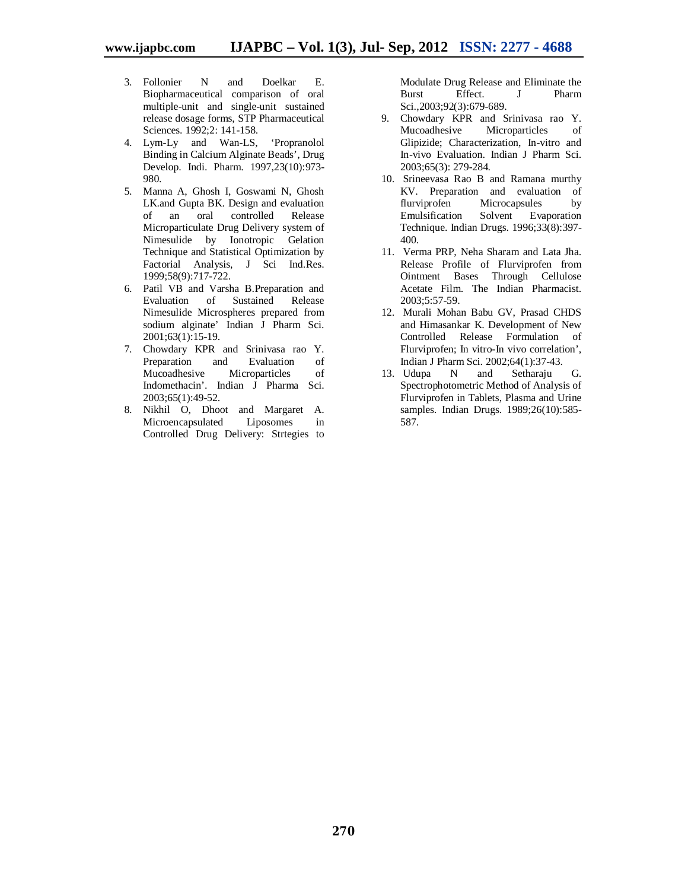3. Follonier N and Doelkar E. Biopharmaceutical comparison of oral multiple-unit and single-unit sustained release dosage forms, STP Pharmaceutical Sciences. 1992;2: 141-158.
4. Lym-Ly and Wan-LS, 'Propranolol Binding in Calcium Alginate Beads', Drug Develop. Indi. Pharm. 1997,23(10):973-980.
5. Manna A, Ghosh I, Goswami N, Ghosh LK.and Gupta BK. Design and evaluation of an oral controlled Release Microparticulate Drug Delivery system of Nimesulide by Ionotropic Gelation Technique and Statistical Optimization by Factorial Analysis, J Sci Ind.Res. 1999;58(9):717-722.
6. Patil VB and Varsha B.Preparation and Evaluation of Sustained Release Nimesulide Microspheres prepared from sodium alginate' Indian J Pharm Sci. 2001;63(1):15-19.
7. Chowdary KPR and Srinivasa rao Y. Preparation and Evaluation of Mucoadhesive Microparticles of Indomethacin'. Indian J Pharma Sci. 2003;65(1):49-52.
8. Nikhil O, Dhoot and Margaret A. Microencapsulated Liposomes in Controlled Drug Delivery: Strtegies to Modulate Drug Release and Eliminate the Burst Effect. J Pharm Sci.,2003;92(3):679-689.
9. Chowdary KPR and Srinivasa rao Y. Mucoadhesive Microparticles of Glipizide; Characterization, In-vitro and In-vivo Evaluation. Indian J Pharm Sci. 2003;65(3): 279-284.
10. Srineevasa Rao B and Ramana murthy KV. Preparation and evaluation of flurviprofen Microcapsules by Emulsification Solvent Evaporation Technique. Indian Drugs. 1996;33(8):397-400.
11. Verma PRP, Neha Sharam and Lata Jha. Release Profile of Flurviprofen from Ointment Bases Through Cellulose Acetate Film. The Indian Pharmacist. 2003;5:57-59.
12. Murali Mohan Babu GV, Prasad CHDS and Himasankar K. Development of New Controlled Release Formulation of Flurviprofen; In vitro-In vivo correlation', Indian J Pharm Sci. 2002;64(1):37-43.
13. Udupa N and Setharaju G. Spectrophotometric Method of Analysis of Flurviprofen in Tablets, Plasma and Urine samples. Indian Drugs. 1989;26(10):585-587.